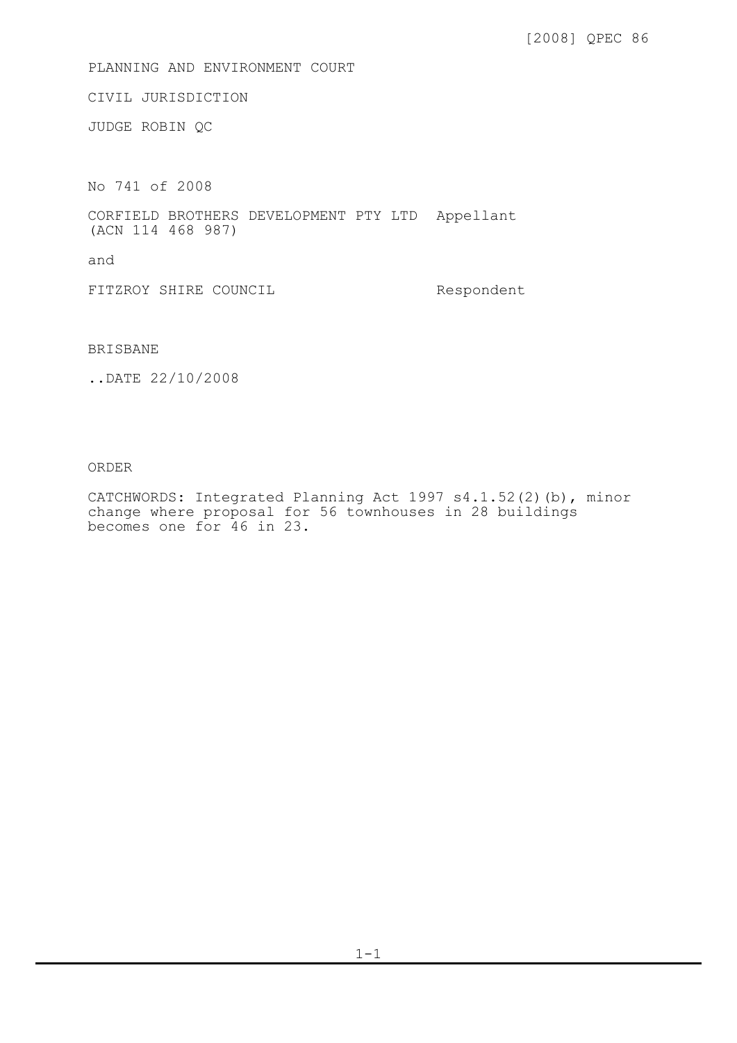[2008] QPEC 86

PLANNING AND ENVIRONMENT COURT

CIVIL JURISDICTION

JUDGE ROBIN QC

No 741 of 2008

CORFIELD BROTHERS DEVELOPMENT PTY LTD (ACN 114 468 987) Appellant

and

FITZROY SHIRE COUNCIL Respondent

BRISBANE

..DATE 22/10/2008

ORDER

CATCHWORDS: Integrated Planning Act 1997 s4.1.52(2)(b), minor change where proposal for 56 townhouses in 28 buildings becomes one for 46 in 23.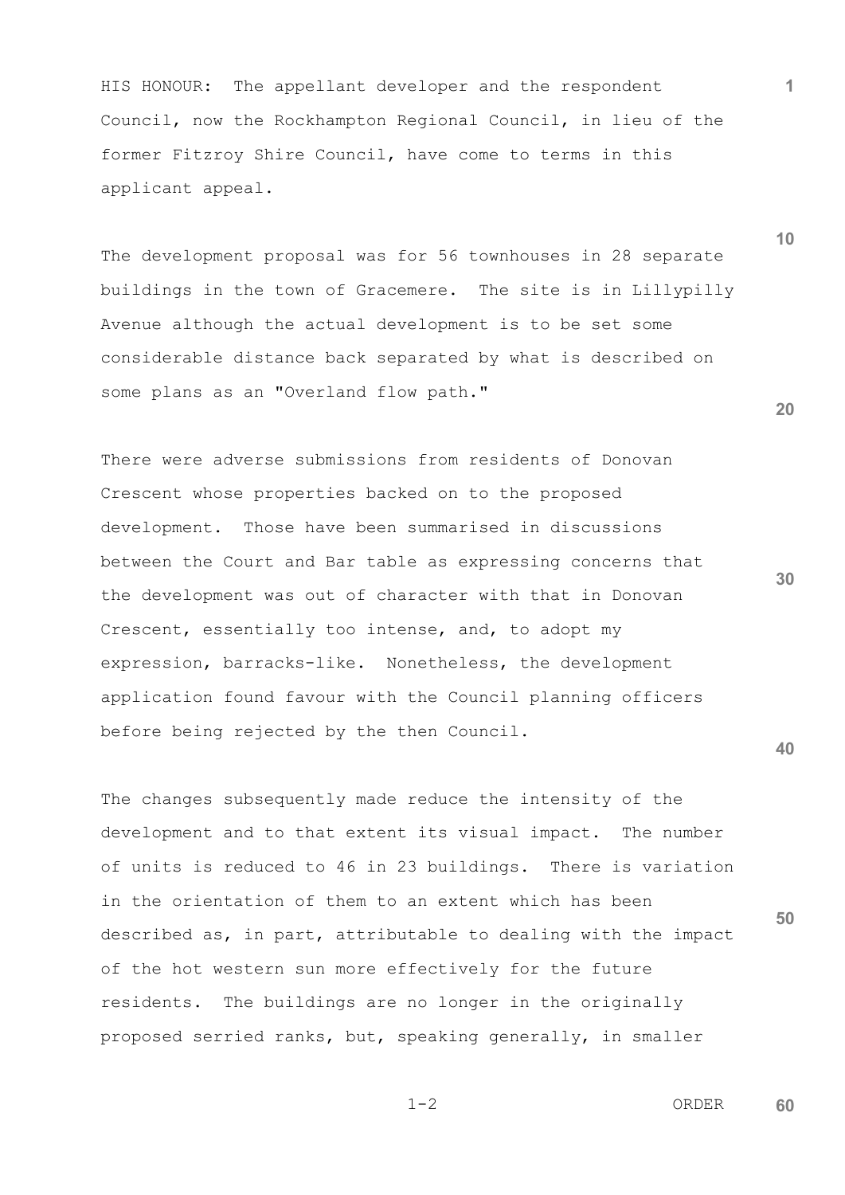HIS HONOUR: The appellant developer and the respondent Council, now the Rockhampton Regional Council, in lieu of the former Fitzroy Shire Council, have come to terms in this applicant appeal.

The development proposal was for 56 townhouses in 28 separate buildings in the town of Gracemere. The site is in Lillypilly Avenue although the actual development is to be set some considerable distance back separated by what is described on some plans as an "Overland flow path."

There were adverse submissions from residents of Donovan Crescent whose properties backed on to the proposed development. Those have been summarised in discussions between the Court and Bar table as expressing concerns that the development was out of character with that in Donovan Crescent, essentially too intense, and, to adopt my expression, barracks-like. Nonetheless, the development application found favour with the Council planning officers before being rejected by the then Council.

The changes subsequently made reduce the intensity of the development and to that extent its visual impact. The number of units is reduced to 46 in 23 buildings. There is variation in the orientation of them to an extent which has been described as, in part, attributable to dealing with the impact of the hot western sun more effectively for the future residents. The buildings are no longer in the originally proposed serried ranks, but, speaking generally, in smaller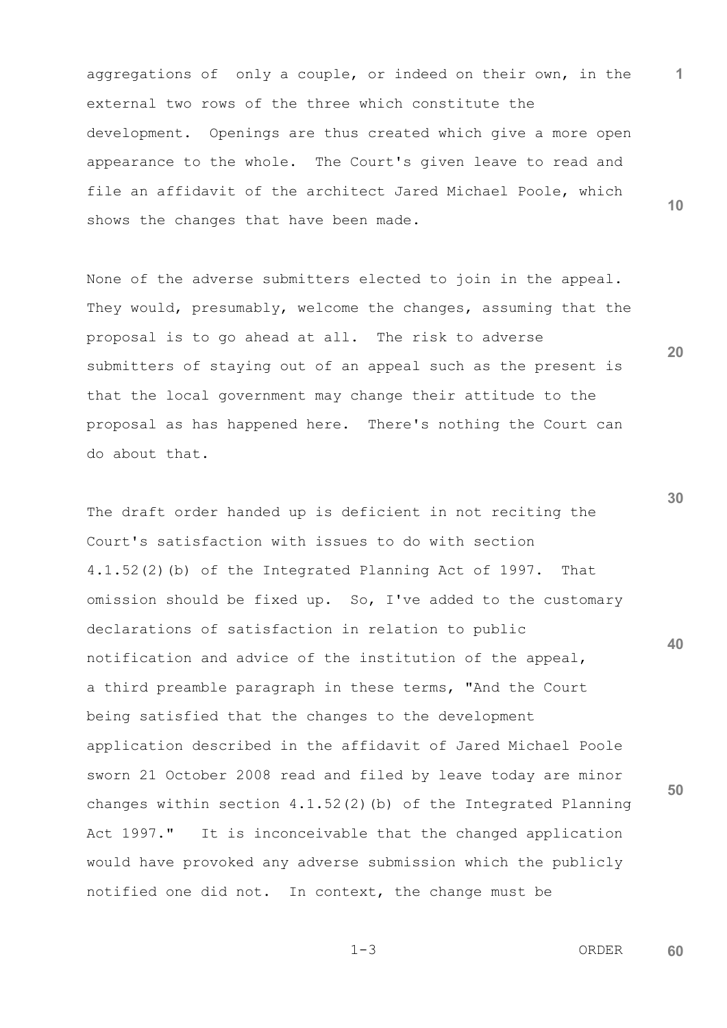aggregations of only a couple, or indeed on their own, in the external two rows of the three which constitute the development. Openings are thus created which give a more open appearance to the whole. The Court's given leave to read and file an affidavit of the architect Jared Michael Poole, which shows the changes that have been made.

None of the adverse submitters elected to join in the appeal. They would, presumably, welcome the changes, assuming that the proposal is to go ahead at all. The risk to adverse submitters of staying out of an appeal such as the present is that the local government may change their attitude to the proposal as has happened here. There's nothing the Court can do about that.

The draft order handed up is deficient in not reciting the Court's satisfaction with issues to do with section 4.1.52(2)(b) of the Integrated Planning Act of 1997. That omission should be fixed up. So, I've added to the customary declarations of satisfaction in relation to public notification and advice of the institution of the appeal, a third preamble paragraph in these terms, "And the Court being satisfied that the changes to the development application described in the affidavit of Jared Michael Poole sworn 21 October 2008 read and filed by leave today are minor changes within section 4.1.52(2)(b) of the Integrated Planning Act 1997." It is inconceivable that the changed application would have provoked any adverse submission which the publicly notified one did not. In context, the change must be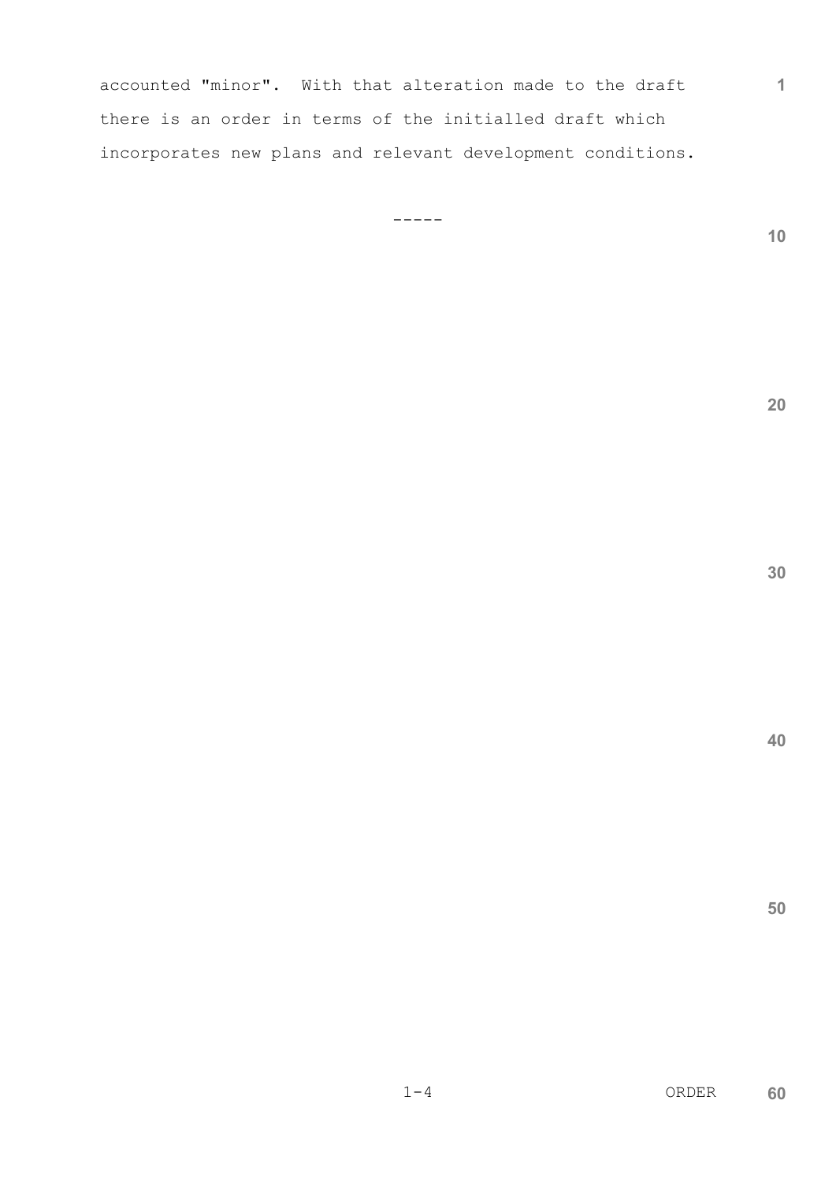accounted "minor". With that alteration made to the draft there is an order in terms of the initialled draft which incorporates new plans and relevant development conditions.

-----